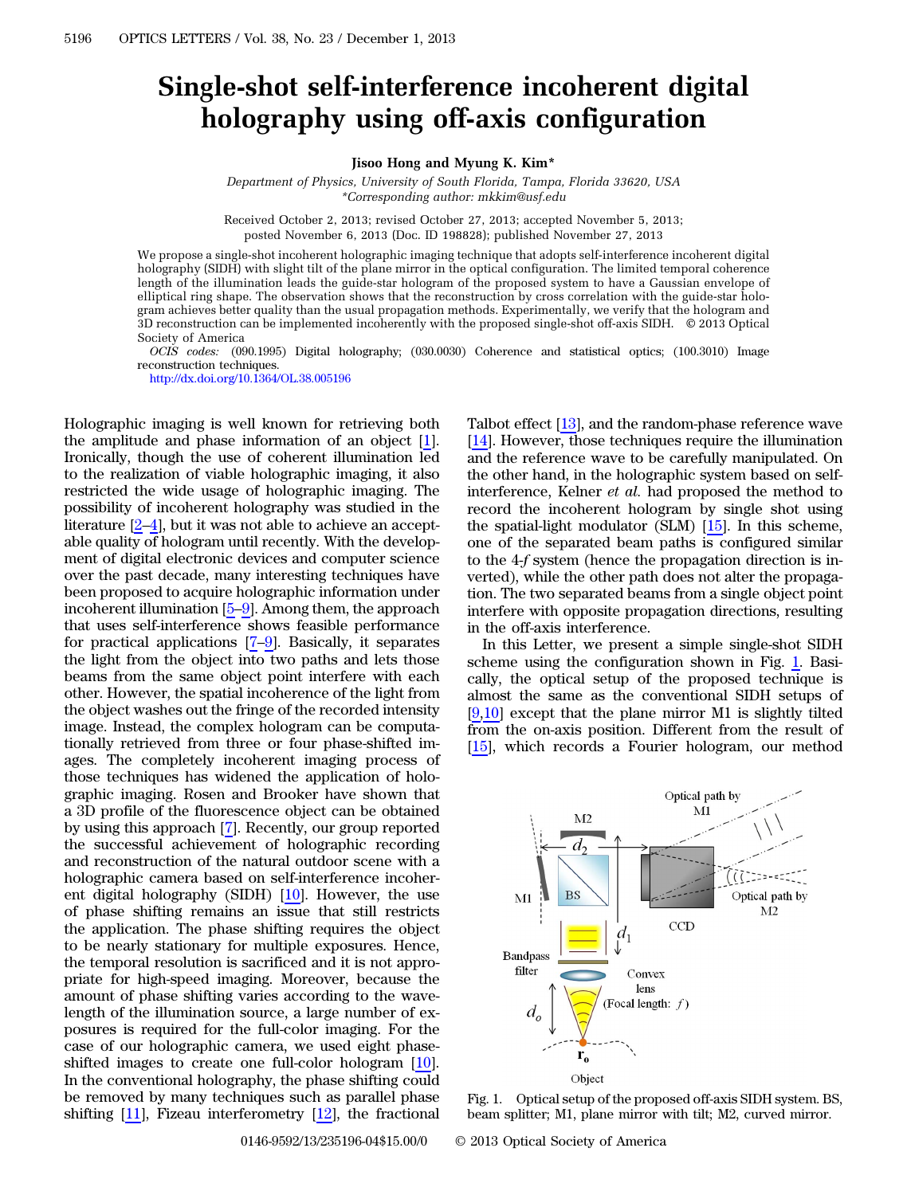# Single-shot self-interference incoherent digital holography using off-axis configuration

**Jisoo Hong and Myung K. Kim***

*Department of Physics, University of South Florida, Tampa, Florida 33620, USA*
**Corresponding author: mkkim@usf.edu*

Received October 2, 2013; revised October 27, 2013; accepted November 5, 2013;
posted November 6, 2013 (Doc. ID 198828); published November 27, 2013

We propose a single-shot incoherent holographic imaging technique that adopts self-interference incoherent digital holography (SIDH) with slight tilt of the plane mirror in the optical configuration. The limited temporal coherence length of the illumination leads the guide-star hologram of the proposed system to have a Gaussian envelope of elliptical ring shape. The observation shows that the reconstruction by cross correlation with the guide-star hologram achieves better quality than the usual propagation methods. Experimentally, we verify that the hologram and 3D reconstruction can be implemented incoherently with the proposed single-shot off-axis SIDH. © 2013 Optical Society of America

*OCIS codes:* (090.1995) Digital holography; (030.0030) Coherence and statistical optics; (100.3010) Image reconstruction techniques.
http://dx.doi.org/10.1364/OL.38.005196

Holographic imaging is well known for retrieving both the amplitude and phase information of an object [1]. Ironically, though the use of coherent illumination led to the realization of viable holographic imaging, it also restricted the wide usage of holographic imaging. The possibility of incoherent holography was studied in the literature [2–4], but it was not able to achieve an acceptable quality of hologram until recently. With the development of digital electronic devices and computer science over the past decade, many interesting techniques have been proposed to acquire holographic information under incoherent illumination [5–9]. Among them, the approach that uses self-interference shows feasible performance for practical applications [7–9]. Basically, it separates the light from the object into two paths and lets those beams from the same object point interfere with each other. However, the spatial incoherence of the light from the object washes out the fringe of the recorded intensity image. Instead, the complex hologram can be computationally retrieved from three or four phase-shifted images. The completely incoherent imaging process of those techniques has widened the application of holographic imaging. Rosen and Brooker have shown that a 3D profile of the fluorescence object can be obtained by using this approach [7]. Recently, our group reported the successful achievement of holographic recording and reconstruction of the natural outdoor scene with a holographic camera based on self-interference incoherent digital holography (SIDH) [10]. However, the use of phase shifting remains an issue that still restricts the application. The phase shifting requires the object to be nearly stationary for multiple exposures. Hence, the temporal resolution is sacrificed and it is not appropriate for high-speed imaging. Moreover, because the amount of phase shifting varies according to the wavelength of the illumination source, a large number of exposures is required for the full-color imaging. For the case of our holographic camera, we used eight phase-shifted images to create one full-color hologram [10]. In the conventional holography, the phase shifting could be removed by many techniques such as parallel phase shifting [11], Fizeau interferometry [12], the fractional Talbot effect [13], and the random-phase reference wave [14]. However, those techniques require the illumination and the reference wave to be carefully manipulated. On the other hand, in the holographic system based on self-interference, Kelner *et al.* had proposed the method to record the incoherent hologram by single shot using the spatial-light modulator (SLM) [15]. In this scheme, one of the separated beam paths is configured similar to the 4-*f* system (hence the propagation direction is inverted), while the other path does not alter the propagation. The two separated beams from a single object point interfere with opposite propagation directions, resulting in the off-axis interference.

In this Letter, we present a simple single-shot SIDH scheme using the configuration shown in Fig. 1. Basically, the optical setup of the proposed technique is almost the same as the conventional SIDH setups of [9,10] except that the plane mirror M1 is slightly tilted from the on-axis position. Different from the result of [15], which records a Fourier hologram, our method

Fig. 1. Optical setup of the proposed off-axis SIDH system. BS, beam splitter; M1, plane mirror with tilt; M2, curved mirror.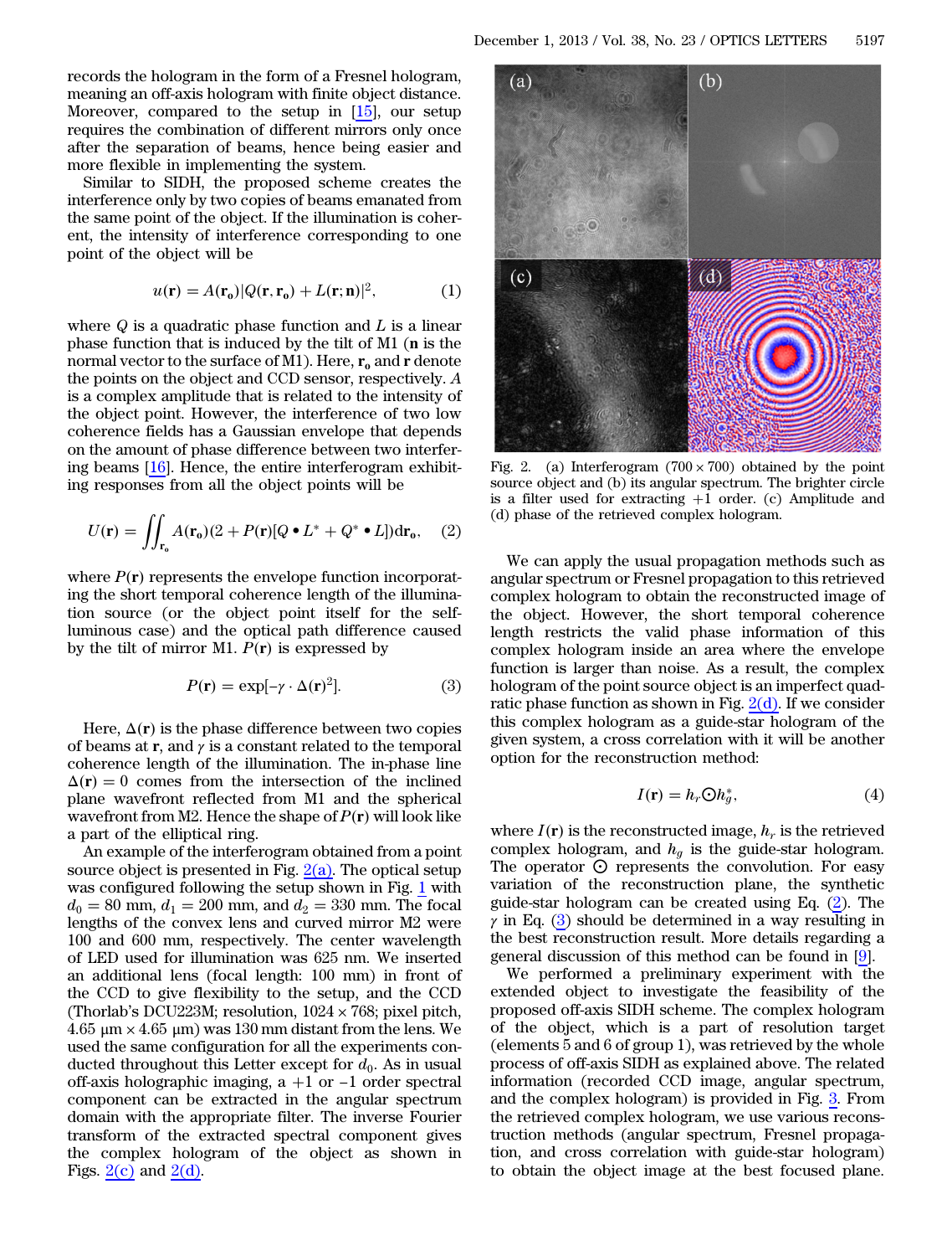records the hologram in the form of a Fresnel hologram, meaning an off-axis hologram with finite object distance. Moreover, compared to the setup in [15], our setup requires the combination of different mirrors only once after the separation of beams, hence being easier and more flexible in implementing the system.

Similar to SIDH, the proposed scheme creates the interference only by two copies of beams emanated from the same point of the object. If the illumination is coherent, the intensity of interference corresponding to one point of the object will be

$$u(\mathbf{r}) = A(\mathbf{r_o})|Q(\mathbf{r}, \mathbf{r_o}) + L(\mathbf{r}; \mathbf{n})|^2, \tag{1}$$

where $Q$ is a quadratic phase function and $L$ is a linear phase function that is induced by the tilt of M1 ($\mathbf{n}$ is the normal vector to the surface of M1). Here, $\mathbf{r_o}$ and $\mathbf{r}$ denote the points on the object and CCD sensor, respectively. $A$ is a complex amplitude that is related to the intensity of the object point. However, the interference of two low coherence fields has a Gaussian envelope that depends on the amount of phase difference between two interfering beams [16]. Hence, the entire interferogram exhibiting responses from all the object points will be

$$U(\mathbf{r}) = \iint_{\mathbf{r_o}} A(\mathbf{r_o})(2 + P(\mathbf{r})[Q \bullet L^* + Q^* \bullet L])\mathrm{d}\mathbf{r_o}, \tag{2}$$

where $P(\mathbf{r})$ represents the envelope function incorporating the short temporal coherence length of the illumination source (or the object point itself for the self-luminous case) and the optical path difference caused by the tilt of mirror M1. $P(\mathbf{r})$ is expressed by

$$P(\mathbf{r}) = \exp[-\gamma \cdot \Delta(\mathbf{r})^2]. \tag{3}$$

Here, $\Delta(\mathbf{r})$ is the phase difference between two copies of beams at $\mathbf{r}$, and $\gamma$ is a constant related to the temporal coherence length of the illumination. The in-phase line $\Delta(\mathbf{r}) = 0$ comes from the intersection of the inclined plane wavefront reflected from M1 and the spherical wavefront from M2. Hence the shape of $P(\mathbf{r})$ will look like a part of the elliptical ring.

An example of the interferogram obtained from a point source object is presented in Fig. 2(a). The optical setup was configured following the setup shown in Fig. 1 with $d_0 = 80$ mm, $d_1 = 200$ mm, and $d_2 = 330$ mm. The focal lengths of the convex lens and curved mirror M2 were 100 and 600 mm, respectively. The center wavelength of LED used for illumination was 625 nm. We inserted an additional lens (focal length: 100 mm) in front of the CCD to give flexibility to the setup, and the CCD (Thorlab's DCU223M; resolution, $1024 \times 768$; pixel pitch, $4.65\ \mu\text{m} \times 4.65\ \mu\text{m}$) was 130 mm distant from the lens. We used the same configuration for all the experiments conducted throughout this Letter except for $d_0$. As in usual off-axis holographic imaging, a +1 or −1 order spectral component can be extracted in the angular spectrum domain with the appropriate filter. The inverse Fourier transform of the extracted spectral component gives the complex hologram of the object as shown in Figs. 2(c) and 2(d).

Fig. 2. (a) Interferogram ($700 \times 700$) obtained by the point source object and (b) its angular spectrum. The brighter circle is a filter used for extracting +1 order. (c) Amplitude and (d) phase of the retrieved complex hologram.

We can apply the usual propagation methods such as angular spectrum or Fresnel propagation to this retrieved complex hologram to obtain the reconstructed image of the object. However, the short temporal coherence length restricts the valid phase information of this complex hologram inside an area where the envelope function is larger than noise. As a result, the complex hologram of the point source object is an imperfect quadratic phase function as shown in Fig. 2(d). If we consider this complex hologram as a guide-star hologram of the given system, a cross correlation with it will be another option for the reconstruction method:

$$I(\mathbf{r}) = h_r \odot h_g^*, \tag{4}$$

where $I(\mathbf{r})$ is the reconstructed image, $h_r$ is the retrieved complex hologram, and $h_g$ is the guide-star hologram. The operator $\odot$ represents the convolution. For easy variation of the reconstruction plane, the synthetic guide-star hologram can be created using Eq. (2). The $\gamma$ in Eq. (3) should be determined in a way resulting in the best reconstruction result. More details regarding a general discussion of this method can be found in [9].

We performed a preliminary experiment with the extended object to investigate the feasibility of the proposed off-axis SIDH scheme. The complex hologram of the object, which is a part of resolution target (elements 5 and 6 of group 1), was retrieved by the whole process of off-axis SIDH as explained above. The related information (recorded CCD image, angular spectrum, and the complex hologram) is provided in Fig. 3. From the retrieved complex hologram, we use various reconstruction methods (angular spectrum, Fresnel propagation, and cross correlation with guide-star hologram) to obtain the object image at the best focused plane.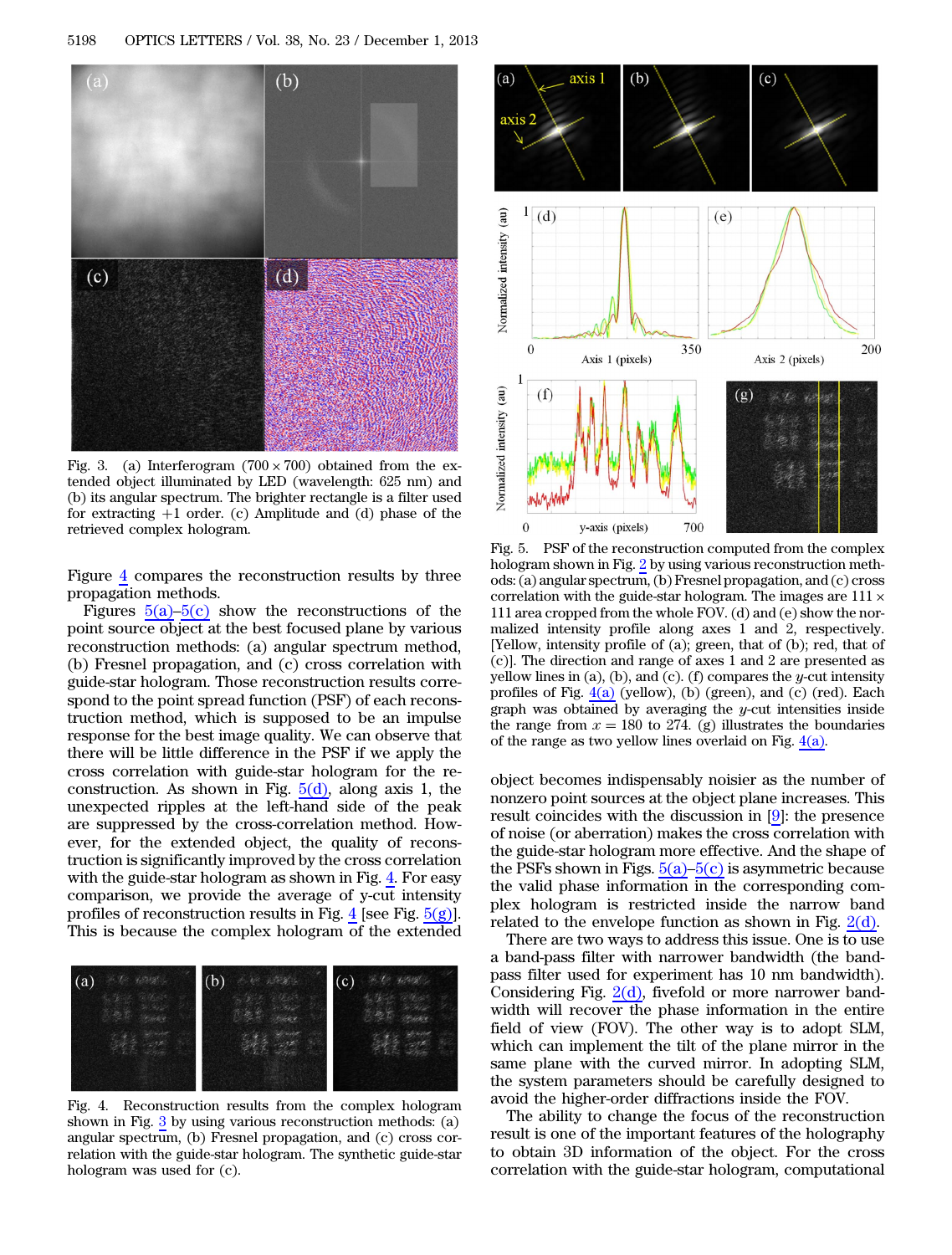Fig. 3. (a) Interferogram ($700 \times 700$) obtained from the extended object illuminated by LED (wavelength: 625 nm) and (b) its angular spectrum. The brighter rectangle is a filter used for extracting +1 order. (c) Amplitude and (d) phase of the retrieved complex hologram.

Figure 4 compares the reconstruction results by three propagation methods.

Figures 5(a)–5(c) show the reconstructions of the point source object at the best focused plane by various reconstruction methods: (a) angular spectrum method, (b) Fresnel propagation, and (c) cross correlation with guide-star hologram. Those reconstruction results correspond to the point spread function (PSF) of each reconstruction method, which is supposed to be an impulse response for the best image quality. We can observe that there will be little difference in the PSF if we apply the cross correlation with guide-star hologram for the reconstruction. As shown in Fig. 5(d), along axis 1, the unexpected ripples at the left-hand side of the peak are suppressed by the cross-correlation method. However, for the extended object, the quality of reconstruction is significantly improved by the cross correlation with the guide-star hologram as shown in Fig. 4. For easy comparison, we provide the average of y-cut intensity profiles of reconstruction results in Fig. 4 [see Fig. 5(g)]. This is because the complex hologram of the extended object becomes indispensably noisier as the number of nonzero point sources at the object plane increases. This result coincides with the discussion in [9]: the presence of noise (or aberration) makes the cross correlation with the guide-star hologram more effective. And the shape of the PSFs shown in Figs. 5(a)–5(c) is asymmetric because the valid phase information in the corresponding complex hologram is restricted inside the narrow band related to the envelope function as shown in Fig. 2(d).

Fig. 4. Reconstruction results from the complex hologram shown in Fig. 3 by using various reconstruction methods: (a) angular spectrum, (b) Fresnel propagation, and (c) cross correlation with the guide-star hologram. The synthetic guide-star hologram was used for (c).

Fig. 5. PSF of the reconstruction computed from the complex hologram shown in Fig. 2 by using various reconstruction methods: (a) angular spectrum, (b) Fresnel propagation, and (c) cross correlation with the guide-star hologram. The images are $111 \times 111$ area cropped from the whole FOV. (d) and (e) show the normalized intensity profile along axes 1 and 2, respectively. [Yellow, intensity profile of (a); green, that of (b); red, that of (c)]. The direction and range of axes 1 and 2 are presented as yellow lines in (a), (b), and (c). (f) compares the $y$-cut intensity profiles of Fig. 4(a) (yellow), (b) (green), and (c) (red). Each graph was obtained by averaging the $y$-cut intensities inside the range from $x = 180$ to 274. (g) illustrates the boundaries of the range as two yellow lines overlaid on Fig. 4(a).

There are two ways to address this issue. One is to use a band-pass filter with narrower bandwidth (the band-pass filter used for experiment has 10 nm bandwidth). Considering Fig. 2(d), fivefold or more narrower bandwidth will recover the phase information in the entire field of view (FOV). The other way is to adopt SLM, which can implement the tilt of the plane mirror in the same plane with the curved mirror. In adopting SLM, the system parameters should be carefully designed to avoid the higher-order diffractions inside the FOV.

The ability to change the focus of the reconstruction result is one of the important features of the holography to obtain 3D information of the object. For the cross correlation with the guide-star hologram, computational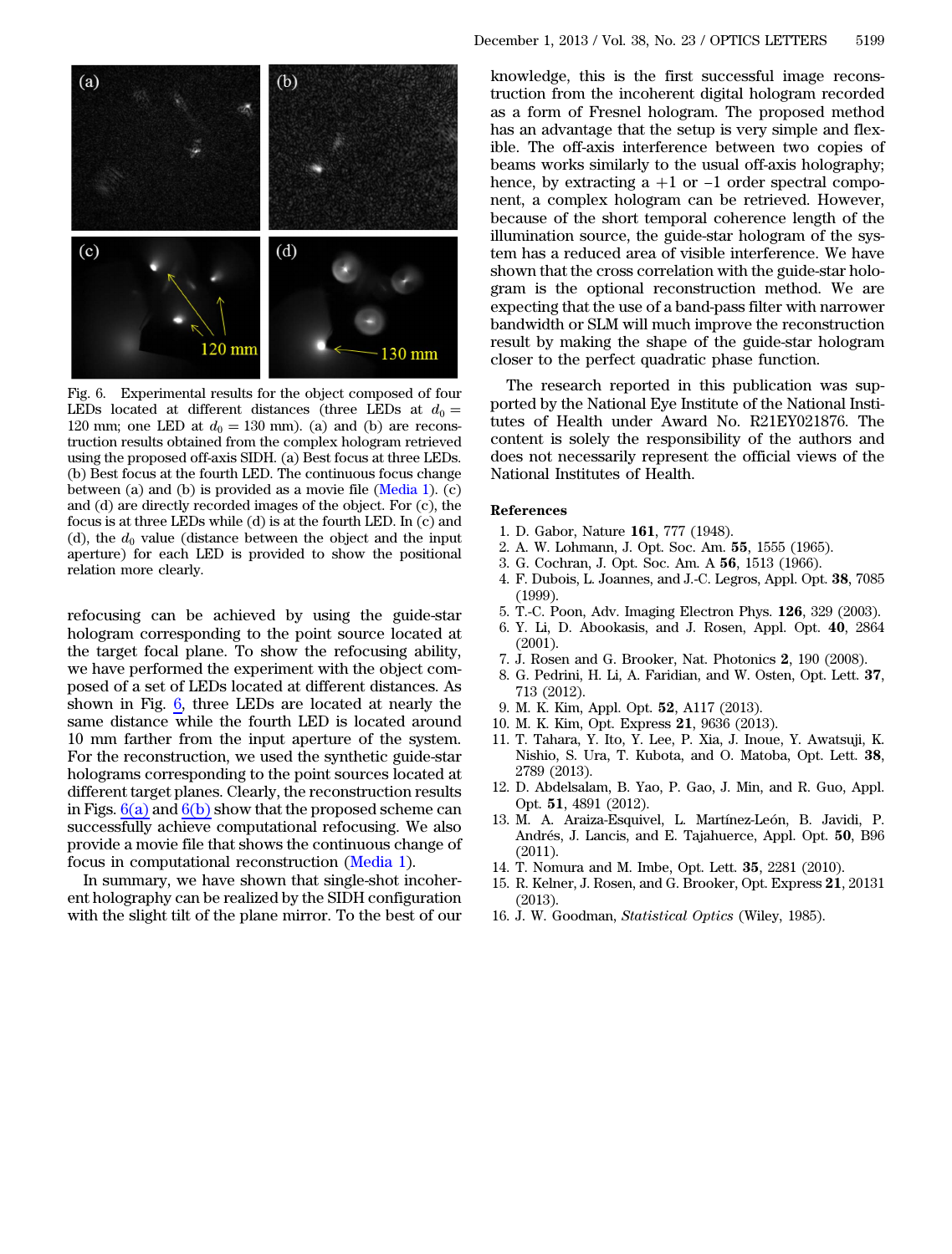Fig. 6. Experimental results for the object composed of four LEDs located at different distances (three LEDs at $d_0 = 120$ mm; one LED at $d_0 = 130$ mm). (a) and (b) are reconstruction results obtained from the complex hologram retrieved using the proposed off-axis SIDH. (a) Best focus at three LEDs. (b) Best focus at the fourth LED. The continuous focus change between (a) and (b) is provided as a movie file (Media 1). (c) and (d) are directly recorded images of the object. For (c), the focus is at three LEDs while (d) is at the fourth LED. In (c) and (d), the $d_0$ value (distance between the object and the input aperture) for each LED is provided to show the positional relation more clearly.

refocusing can be achieved by using the guide-star hologram corresponding to the point source located at the target focal plane. To show the refocusing ability, we have performed the experiment with the object composed of a set of LEDs located at different distances. As shown in Fig. 6, three LEDs are located at nearly the same distance while the fourth LED is located around 10 mm farther from the input aperture of the system. For the reconstruction, we used the synthetic guide-star holograms corresponding to the point sources located at different target planes. Clearly, the reconstruction results in Figs. 6(a) and 6(b) show that the proposed scheme can successfully achieve computational refocusing. We also provide a movie file that shows the continuous change of focus in computational reconstruction (Media 1).

In summary, we have shown that single-shot incoherent holography can be realized by the SIDH configuration with the slight tilt of the plane mirror. To the best of our knowledge, this is the first successful image reconstruction from the incoherent digital hologram recorded as a form of Fresnel hologram. The proposed method has an advantage that the setup is very simple and flexible. The off-axis interference between two copies of beams works similarly to the usual off-axis holography; hence, by extracting a +1 or −1 order spectral component, a complex hologram can be retrieved. However, because of the short temporal coherence length of the illumination source, the guide-star hologram of the system has a reduced area of visible interference. We have shown that the cross correlation with the guide-star hologram is the optional reconstruction method. We are expecting that the use of a band-pass filter with narrower bandwidth or SLM will much improve the reconstruction result by making the shape of the guide-star hologram closer to the perfect quadratic phase function.

The research reported in this publication was supported by the National Eye Institute of the National Institutes of Health under Award No. R21EY021876. The content is solely the responsibility of the authors and does not necessarily represent the official views of the National Institutes of Health.

## References

1. D. Gabor, Nature **161**, 777 (1948).
2. A. W. Lohmann, J. Opt. Soc. Am. **55**, 1555 (1965).
3. G. Cochran, J. Opt. Soc. Am. A **56**, 1513 (1966).
4. F. Dubois, L. Joannes, and J.-C. Legros, Appl. Opt. **38**, 7085 (1999).
5. T.-C. Poon, Adv. Imaging Electron Phys. **126**, 329 (2003).
6. Y. Li, D. Abookasis, and J. Rosen, Appl. Opt. **40**, 2864 (2001).
7. J. Rosen and G. Brooker, Nat. Photonics **2**, 190 (2008).
8. G. Pedrini, H. Li, A. Faridian, and W. Osten, Opt. Lett. **37**, 713 (2012).
9. M. K. Kim, Appl. Opt. **52**, A117 (2013).
10. M. K. Kim, Opt. Express **21**, 9636 (2013).
11. T. Tahara, Y. Ito, Y. Lee, P. Xia, J. Inoue, Y. Awatsuji, K. Nishio, S. Ura, T. Kubota, and O. Matoba, Opt. Lett. **38**, 2789 (2013).
12. D. Abdelsalam, B. Yao, P. Gao, J. Min, and R. Guo, Appl. Opt. **51**, 4891 (2012).
13. M. A. Araiza-Esquivel, L. Martínez-León, B. Javidi, P. Andrés, J. Lancis, and E. Tajahuerce, Appl. Opt. **50**, B96 (2011).
14. T. Nomura and M. Imbe, Opt. Lett. **35**, 2281 (2010).
15. R. Kelner, J. Rosen, and G. Brooker, Opt. Express **21**, 20131 (2013).
16. J. W. Goodman, *Statistical Optics* (Wiley, 1985).